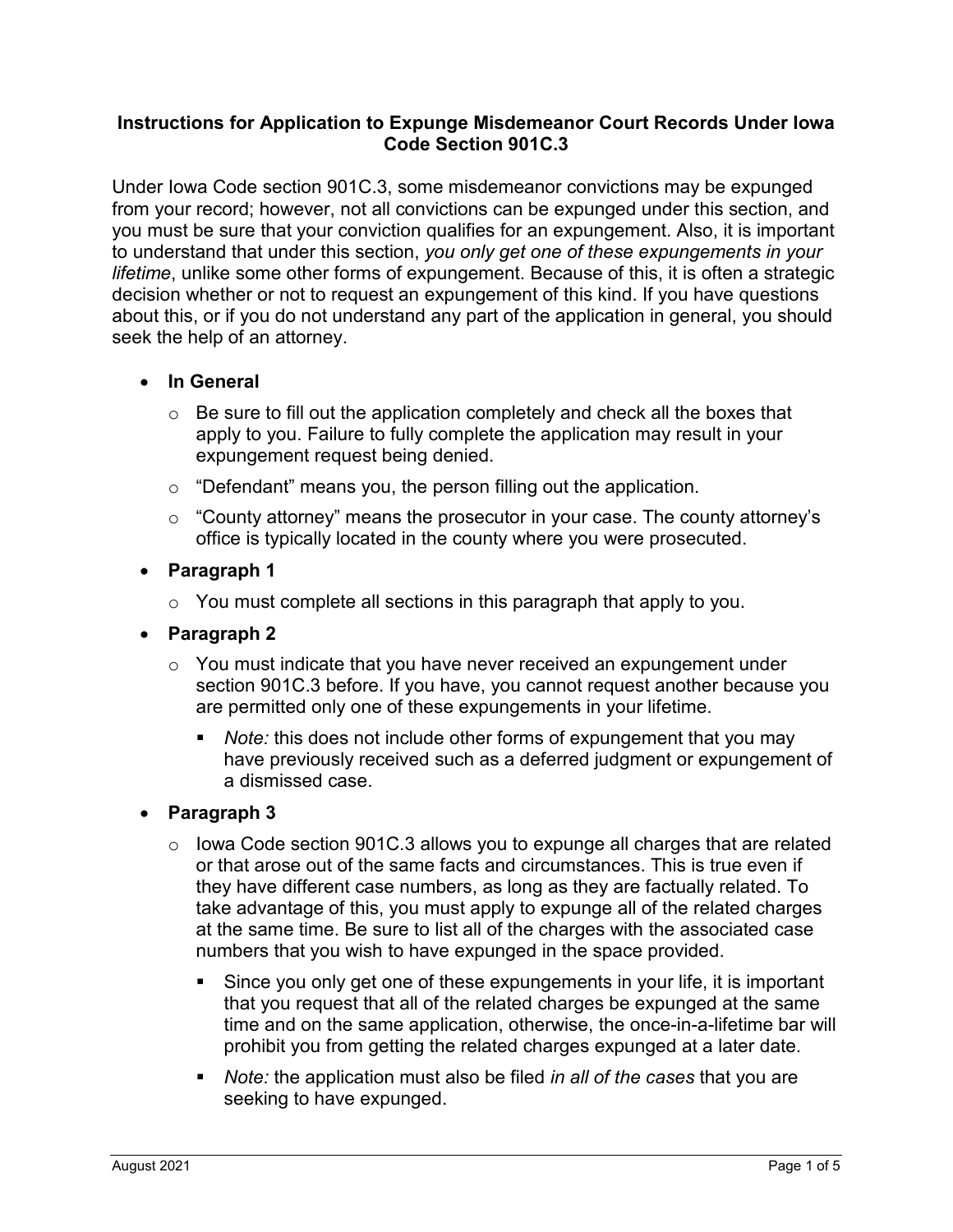# Instructions for Application to Expunge Misdemeanor Court Records Under Iowa Code Section 901C.3

Under Iowa Code section 901C.3, some misdemeanor convictions may be expunged from your record; however, not all convictions can be expunged under this section, and you must be sure that your conviction qualifies for an expungement. Also, it is important to understand that under this section, *you only get one of these expungements in your lifetime*, unlike some other forms of expungement. Because of this, it is often a strategic decision whether or not to request an expungement of this kind. If you have questions about this, or if you do not understand any part of the application in general, you should seek the help of an attorney.

- **In General**
  - Be sure to fill out the application completely and check all the boxes that apply to you. Failure to fully complete the application may result in your expungement request being denied.
  - "Defendant" means you, the person filling out the application.
  - "County attorney" means the prosecutor in your case. The county attorney's office is typically located in the county where you were prosecuted.
- **Paragraph 1**
  - You must complete all sections in this paragraph that apply to you.
- **Paragraph 2**
  - You must indicate that you have never received an expungement under section 901C.3 before. If you have, you cannot request another because you are permitted only one of these expungements in your lifetime.
    - *Note:* this does not include other forms of expungement that you may have previously received such as a deferred judgment or expungement of a dismissed case.
- **Paragraph 3**
  - Iowa Code section 901C.3 allows you to expunge all charges that are related or that arose out of the same facts and circumstances. This is true even if they have different case numbers, as long as they are factually related. To take advantage of this, you must apply to expunge all of the related charges at the same time. Be sure to list all of the charges with the associated case numbers that you wish to have expunged in the space provided.
    - Since you only get one of these expungements in your life, it is important that you request that all of the related charges be expunged at the same time and on the same application, otherwise, the once-in-a-lifetime bar will prohibit you from getting the related charges expunged at a later date.
    - *Note:* the application must also be filed *in all of the cases* that you are seeking to have expunged.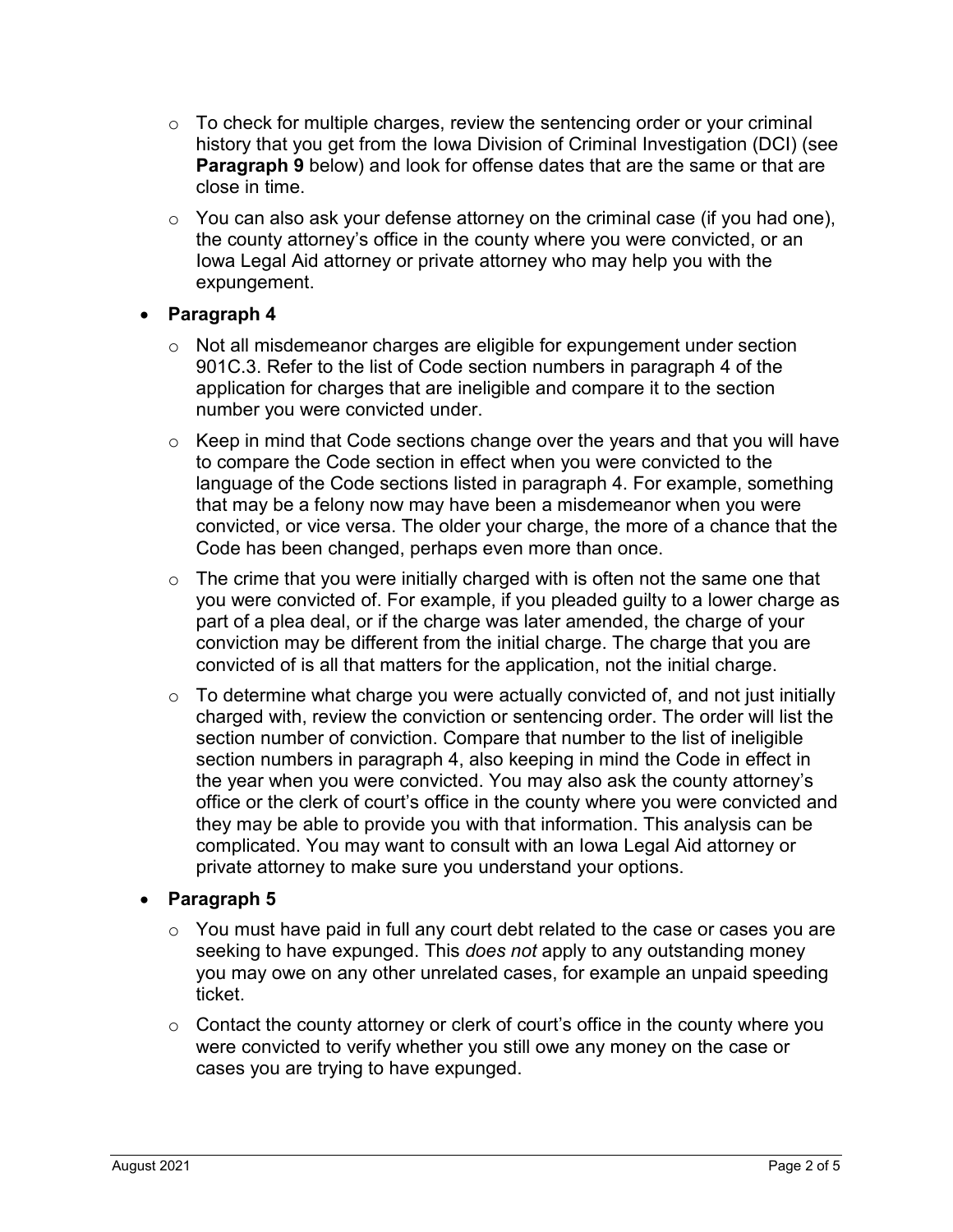- To check for multiple charges, review the sentencing order or your criminal history that you get from the Iowa Division of Criminal Investigation (DCI) (see **Paragraph 9** below) and look for offense dates that are the same or that are close in time.
  - You can also ask your defense attorney on the criminal case (if you had one), the county attorney's office in the county where you were convicted, or an Iowa Legal Aid attorney or private attorney who may help you with the expungement.

- **Paragraph 4**
  - Not all misdemeanor charges are eligible for expungement under section 901C.3. Refer to the list of Code section numbers in paragraph 4 of the application for charges that are ineligible and compare it to the section number you were convicted under.
  - Keep in mind that Code sections change over the years and that you will have to compare the Code section in effect when you were convicted to the language of the Code sections listed in paragraph 4. For example, something that may be a felony now may have been a misdemeanor when you were convicted, or vice versa. The older your charge, the more of a chance that the Code has been changed, perhaps even more than once.
  - The crime that you were initially charged with is often not the same one that you were convicted of. For example, if you pleaded guilty to a lower charge as part of a plea deal, or if the charge was later amended, the charge of your conviction may be different from the initial charge. The charge that you are convicted of is all that matters for the application, not the initial charge.
  - To determine what charge you were actually convicted of, and not just initially charged with, review the conviction or sentencing order. The order will list the section number of conviction. Compare that number to the list of ineligible section numbers in paragraph 4, also keeping in mind the Code in effect in the year when you were convicted. You may also ask the county attorney's office or the clerk of court's office in the county where you were convicted and they may be able to provide you with that information. This analysis can be complicated. You may want to consult with an Iowa Legal Aid attorney or private attorney to make sure you understand your options.

- **Paragraph 5**
  - You must have paid in full any court debt related to the case or cases you are seeking to have expunged. This *does not* apply to any outstanding money you may owe on any other unrelated cases, for example an unpaid speeding ticket.
  - Contact the county attorney or clerk of court's office in the county where you were convicted to verify whether you still owe any money on the case or cases you are trying to have expunged.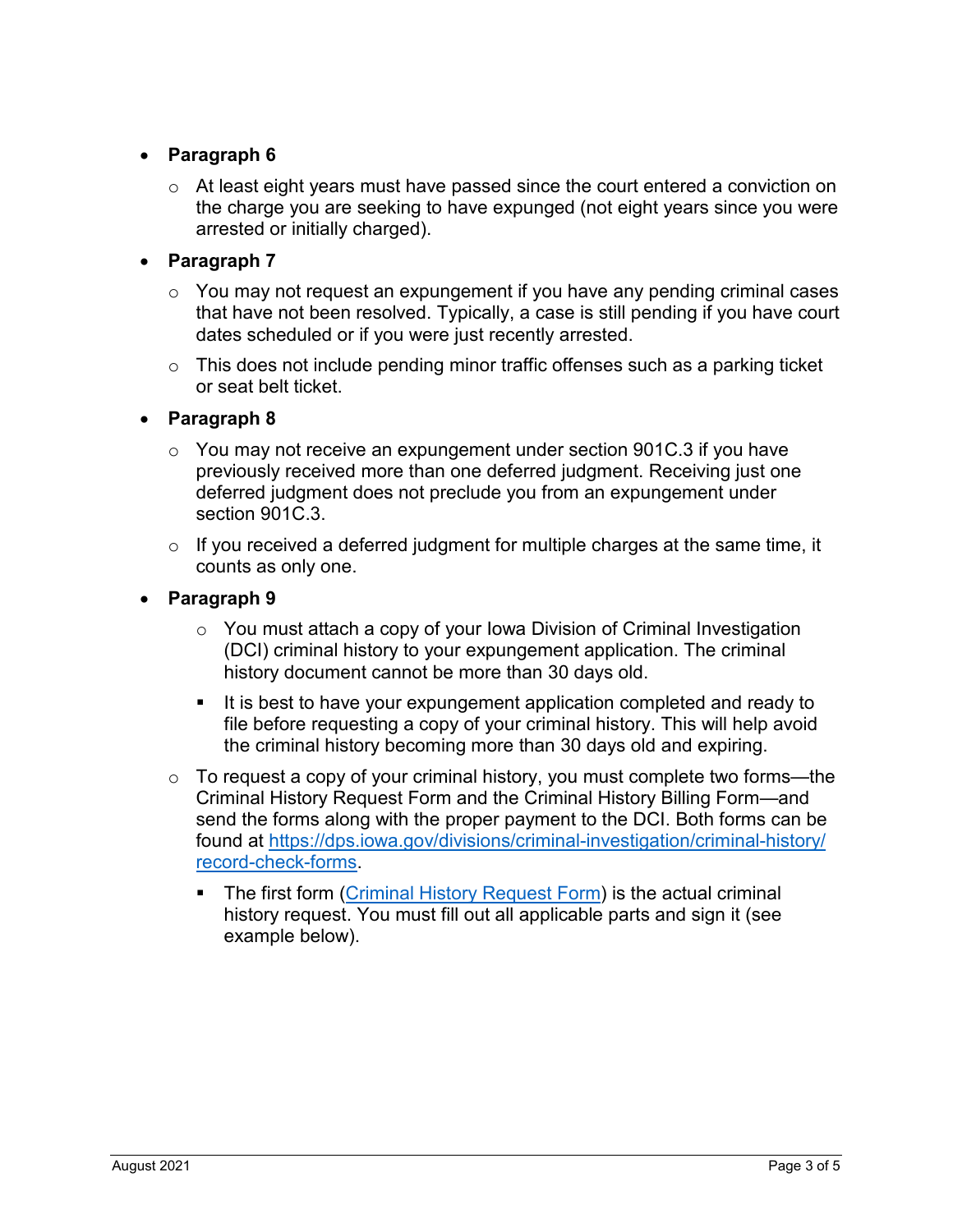- **Paragraph 6**
  - At least eight years must have passed since the court entered a conviction on the charge you are seeking to have expunged (not eight years since you were arrested or initially charged).
- **Paragraph 7**
  - You may not request an expungement if you have any pending criminal cases that have not been resolved. Typically, a case is still pending if you have court dates scheduled or if you were just recently arrested.
  - This does not include pending minor traffic offenses such as a parking ticket or seat belt ticket.
- **Paragraph 8**
  - You may not receive an expungement under section 901C.3 if you have previously received more than one deferred judgment. Receiving just one deferred judgment does not preclude you from an expungement under section 901C.3.
  - If you received a deferred judgment for multiple charges at the same time, it counts as only one.
- **Paragraph 9**
  - You must attach a copy of your Iowa Division of Criminal Investigation (DCI) criminal history to your expungement application. The criminal history document cannot be more than 30 days old.
    - It is best to have your expungement application completed and ready to file before requesting a copy of your criminal history. This will help avoid the criminal history becoming more than 30 days old and expiring.
  - To request a copy of your criminal history, you must complete two forms—the Criminal History Request Form and the Criminal History Billing Form—and send the forms along with the proper payment to the DCI. Both forms can be found at [https://dps.iowa.gov/divisions/criminal-investigation/criminal-history/record-check-forms](https://dps.iowa.gov/divisions/criminal-investigation/criminal-history/record-check-forms).
    - The first form (Criminal History Request Form) is the actual criminal history request. You must fill out all applicable parts and sign it (see example below).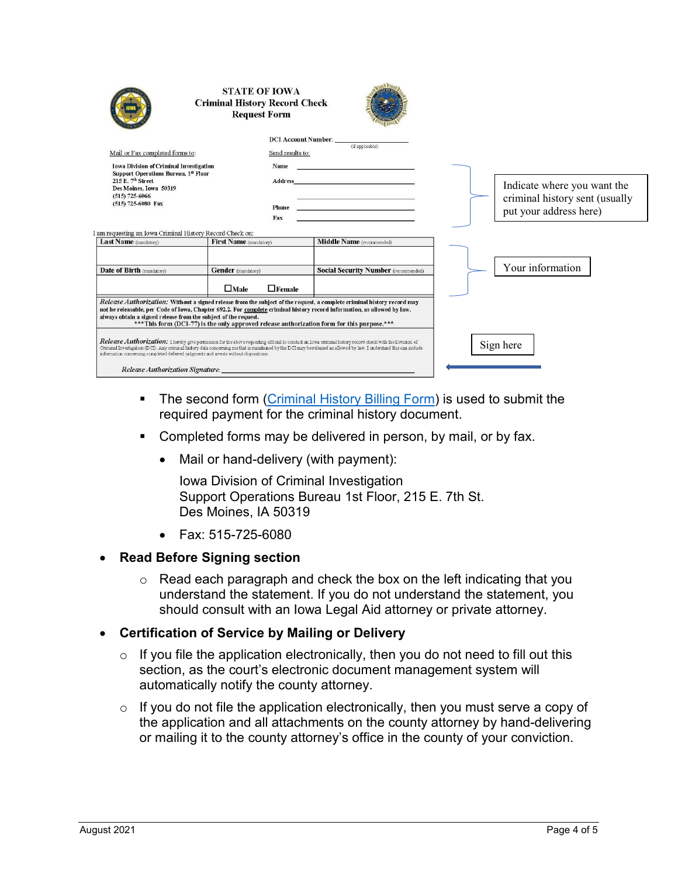STATE OF IOWA
**Criminal History Record Check**
**Request Form**

DCI Account Number: ____________ (if applicable)

Mail or Fax completed forms to:

**Iowa Division of Criminal Investigation**
**Support Operations Bureau, 1st Floor**
**215 E. 7th Street**
**Des Moines, Iowa 50319**
**(515) 725-6066**
**(515) 725-6080 Fax**

Send results to:

Name ____________
Address ____________
Phone ____________
Fax ____________

Indicate where you want the criminal history sent (usually put your address here)

I am requesting an Iowa Criminal History Record Check on:

| Last Name (mandatory) | First Name (mandatory) | Middle Name (recommended) |
|---|---|---|
| | | |
| Date of Birth (mandatory) | Gender (mandatory) | Social Security Number (recommended) |
| | ☐ Male ☐ Female | |

Your information

*Release Authorization:* **Without a signed release from the subject of the request, a complete criminal history record may not be releasable, per Code of Iowa, Chapter 692.2. For complete criminal history record information, as allowed by law, always obtain a signed release from the subject of the request.**
**\*\*\*This form (DCI-77) is the only approved release authorization form for this purpose.\*\*\***

*Release Authorization:* I hereby give permission for the above requesting official to conduct an Iowa criminal history record check with the Division of Criminal Investigation (DCI). Any criminal history data concerning me that is maintained by the DCI may be released as allowed by law. I understand this can include information concerning completed deferred judgments and arrests without dispositions.

*Release Authorization Signature:* ____________

Sign here

- The second form ([Criminal History Billing Form]) is used to submit the required payment for the criminal history document.
- Completed forms may be delivered in person, by mail, or by fax.
  - Mail or hand-delivery (with payment):

    Iowa Division of Criminal Investigation
    Support Operations Bureau 1st Floor, 215 E. 7th St.
    Des Moines, IA 50319

  - Fax: 515-725-6080

- **Read Before Signing section**
  - Read each paragraph and check the box on the left indicating that you understand the statement. If you do not understand the statement, you should consult with an Iowa Legal Aid attorney or private attorney.

- **Certification of Service by Mailing or Delivery**
  - If you file the application electronically, then you do not need to fill out this section, as the court's electronic document management system will automatically notify the county attorney.
  - If you do not file the application electronically, then you must serve a copy of the application and all attachments on the county attorney by hand-delivering or mailing it to the county attorney's office in the county of your conviction.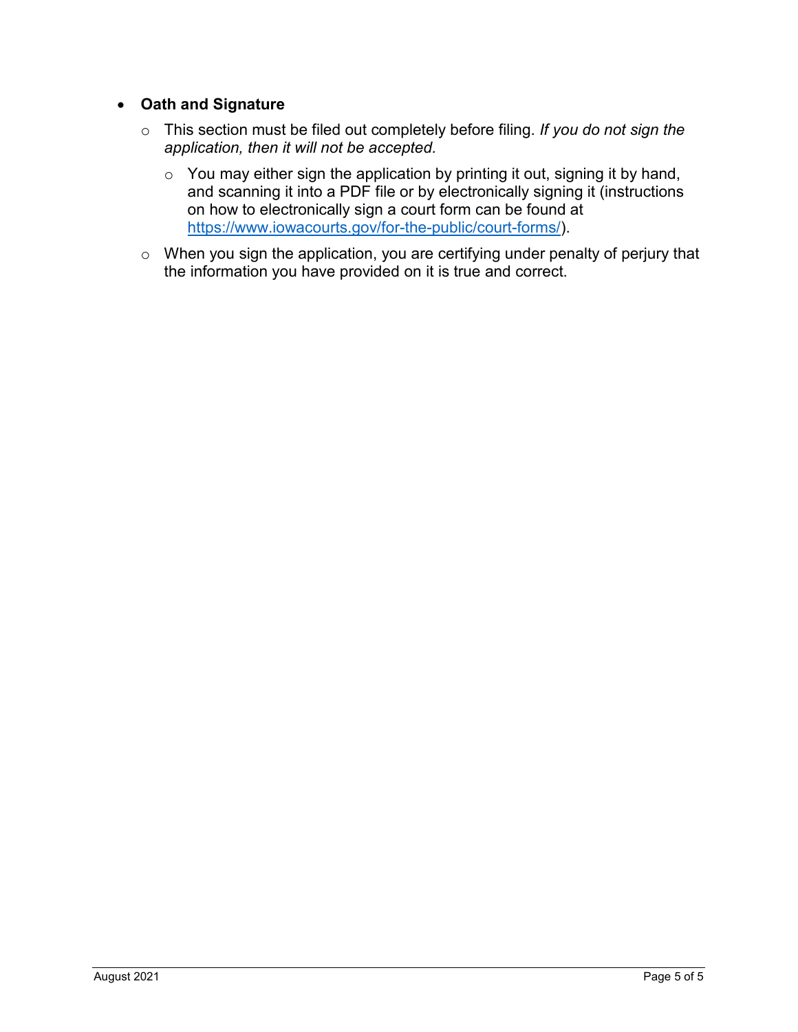- **Oath and Signature**
  - This section must be filed out completely before filing. *If you do not sign the application, then it will not be accepted.*
    - You may either sign the application by printing it out, signing it by hand, and scanning it into a PDF file or by electronically signing it (instructions on how to electronically sign a court form can be found at [https://www.iowacourts.gov/for-the-public/court-forms/](https://www.iowacourts.gov/for-the-public/court-forms/)).
  - When you sign the application, you are certifying under penalty of perjury that the information you have provided on it is true and correct.

August 2021